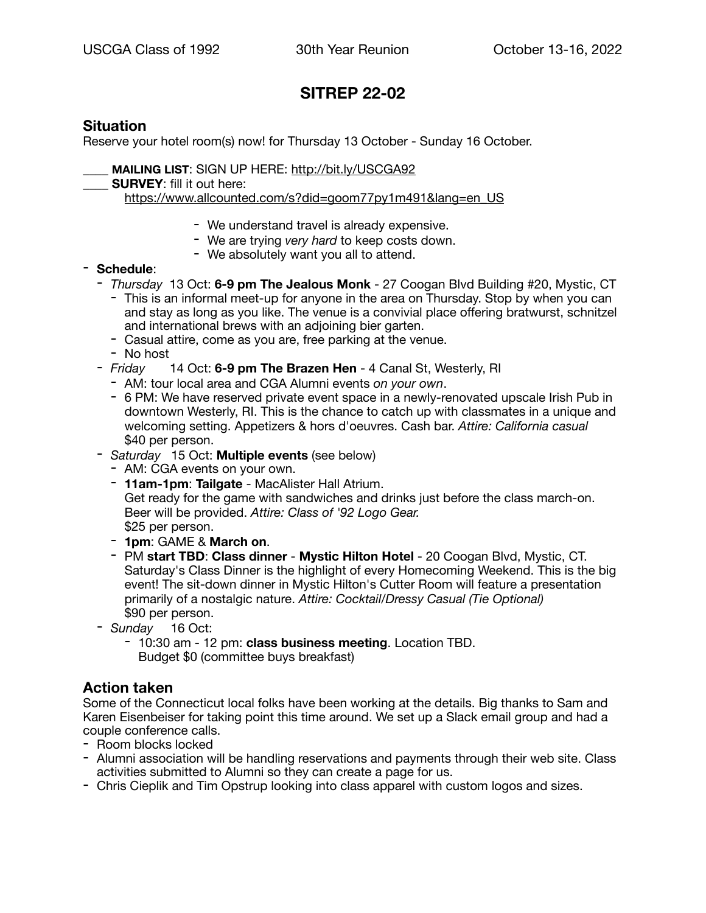USCGA Class of 1992 30th Year Reunion October 13-16, 2022

# SITREP 22-02

## Situation

Reserve your hotel room(s) now! for Thursday 13 October - Sunday 16 October.

____ **MAILING LIST**: SIGN UP HERE: http://bit.ly/USCGA92
____ **SURVEY**: fill it out here:
https://www.allcounted.com/s?did=goom77py1m491&lang=en_US

- We understand travel is already expensive.
- We are trying *very hard* to keep costs down.
- We absolutely want you all to attend.

- **Schedule**:
  - *Thursday* 13 Oct: **6-9 pm The Jealous Monk** - 27 Coogan Blvd Building #20, Mystic, CT
    - This is an informal meet-up for anyone in the area on Thursday. Stop by when you can and stay as long as you like. The venue is a convivial place offering bratwurst, schnitzel and international brews with an adjoining bier garten.
    - Casual attire, come as you are, free parking at the venue.
    - No host
  - *Friday* 14 Oct: **6-9 pm The Brazen Hen** - 4 Canal St, Westerly, RI
    - AM: tour local area and CGA Alumni events *on your own*.
    - 6 PM: We have reserved private event space in a newly-renovated upscale Irish Pub in downtown Westerly, RI. This is the chance to catch up with classmates in a unique and welcoming setting. Appetizers & hors d'oeuvres. Cash bar. *Attire: California casual*
      $40 per person.
  - *Saturday* 15 Oct: **Multiple events** (see below)
    - AM: CGA events on your own.
    - **11am-1pm**: **Tailgate** - MacAlister Hall Atrium.
      Get ready for the game with sandwiches and drinks just before the class march-on. Beer will be provided. *Attire: Class of '92 Logo Gear.*
      $25 per person.
    - **1pm**: GAME & **March on**.
    - PM **start TBD**: **Class dinner** - **Mystic Hilton Hotel** - 20 Coogan Blvd, Mystic, CT. Saturday's Class Dinner is the highlight of every Homecoming Weekend. This is the big event! The sit-down dinner in Mystic Hilton's Cutter Room will feature a presentation primarily of a nostalgic nature. *Attire: Cocktail/Dressy Casual (Tie Optional)*
      $90 per person.
  - *Sunday* 16 Oct:
    - 10:30 am - 12 pm: **class business meeting**. Location TBD.
      Budget $0 (committee buys breakfast)

## Action taken

Some of the Connecticut local folks have been working at the details. Big thanks to Sam and Karen Eisenbeiser for taking point this time around. We set up a Slack email group and had a couple conference calls.

- Room blocks locked
- Alumni association will be handling reservations and payments through their web site. Class activities submitted to Alumni so they can create a page for us.
- Chris Cieplik and Tim Opstrup looking into class apparel with custom logos and sizes.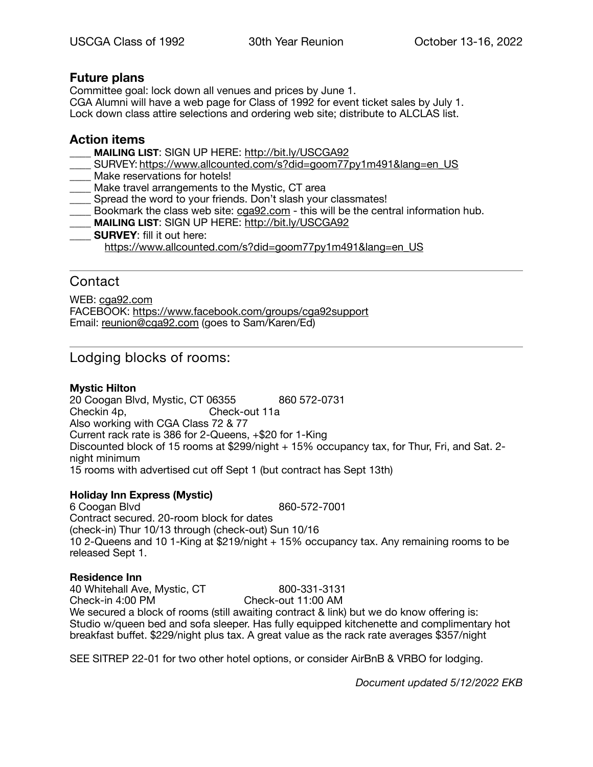## Future plans

Committee goal: lock down all venues and prices by June 1.
CGA Alumni will have a web page for Class of 1992 for event ticket sales by July 1.
Lock down class attire selections and ordering web site; distribute to ALCLAS list.

## Action items

- ____ **MAILING LIST**: SIGN UP HERE: http://bit.ly/USCGA92
- ____ SURVEY: https://www.allcounted.com/s?did=goom77py1m491&lang=en_US
- ____ Make reservations for hotels!
- ____ Make travel arrangements to the Mystic, CT area
- ____ Spread the word to your friends. Don't slash your classmates!
- ____ Bookmark the class web site: cga92.com - this will be the central information hub.
- ____ **MAILING LIST**: SIGN UP HERE: http://bit.ly/USCGA92
- ____ **SURVEY**: fill it out here:
  https://www.allcounted.com/s?did=goom77py1m491&lang=en_US

---

## Contact

WEB: cga92.com
FACEBOOK: https://www.facebook.com/groups/cga92support
Email: reunion@cga92.com (goes to Sam/Karen/Ed)

---

## Lodging blocks of rooms:

**Mystic Hilton**
20 Coogan Blvd, Mystic, CT 06355 860 572-0731
Checkin 4p, Check-out 11a
Also working with CGA Class 72 & 77
Current rack rate is 386 for 2-Queens, +$20 for 1-King
Discounted block of 15 rooms at $299/night + 15% occupancy tax, for Thur, Fri, and Sat. 2-night minimum
15 rooms with advertised cut off Sept 1 (but contract has Sept 13th)

**Holiday Inn Express (Mystic)**
6 Coogan Blvd 860-572-7001
Contract secured. 20-room block for dates
(check-in) Thur 10/13 through (check-out) Sun 10/16
10 2-Queens and 10 1-King at $219/night + 15% occupancy tax. Any remaining rooms to be released Sept 1.

**Residence Inn**
40 Whitehall Ave, Mystic, CT 800-331-3131
Check-in 4:00 PM Check-out 11:00 AM
We secured a block of rooms (still awaiting contract & link) but we do know offering is:
Studio w/queen bed and sofa sleeper. Has fully equipped kitchenette and complimentary hot breakfast buffet. $229/night plus tax. A great value as the rack rate averages $357/night

SEE SITREP 22-01 for two other hotel options, or consider AirBnB & VRBO for lodging.

*Document updated 5/12/2022 EKB*